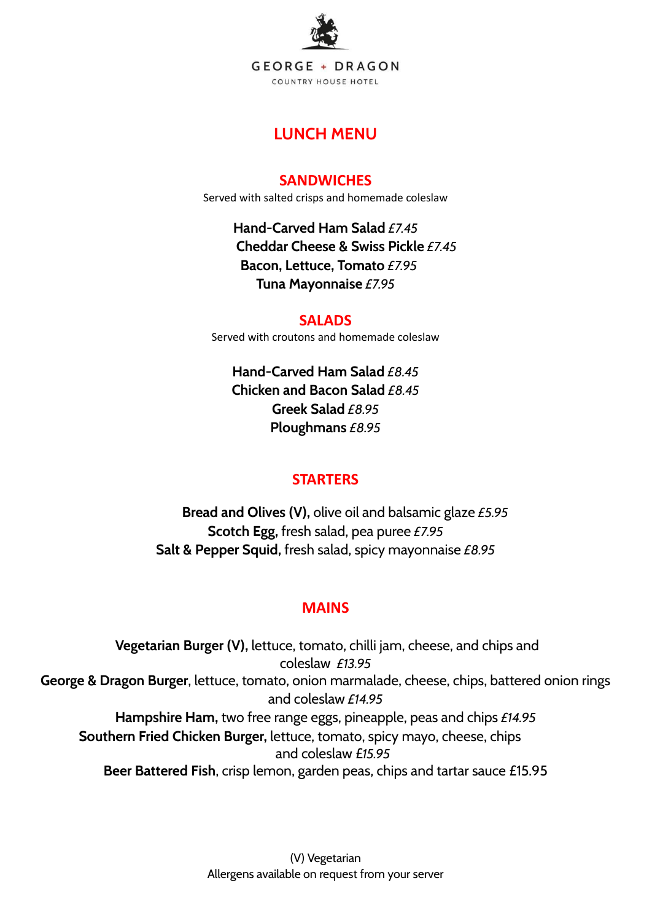GEORGE + DRAGON

COUNTRY HOUSE HOTEL

# LUNCH MENU

## SANDWICHES

Served with salted crisps and homemade coleslaw

**Hand-Carved Ham Salad** *£7.45*

**Cheddar Cheese & Swiss Pickle** *£7.45*

**Bacon, Lettuce, Tomato** *£7.95*

**Tuna Mayonnaise** *£7.95*

## SALADS

Served with croutons and homemade coleslaw

**Hand-Carved Ham Salad** *£8.45*

**Chicken and Bacon Salad** *£8.45*

**Greek Salad** *£8.95*

**Ploughmans** *£8.95*

## STARTERS

**Bread and Olives (V),** olive oil and balsamic glaze *£5.95*

**Scotch Egg,** fresh salad, pea puree *£7.95*

**Salt & Pepper Squid,** fresh salad, spicy mayonnaise *£8.95*

## MAINS

**Vegetarian Burger (V),** lettuce, tomato, chilli jam, cheese, and chips and coleslaw *£13.95*

**George & Dragon Burger**, lettuce, tomato, onion marmalade, cheese, chips, battered onion rings and coleslaw *£14.95*

**Hampshire Ham,** two free range eggs, pineapple, peas and chips *£14.95*

**Southern Fried Chicken Burger,** lettuce, tomato, spicy mayo, cheese, chips and coleslaw *£15.95*

**Beer Battered Fish**, crisp lemon, garden peas, chips and tartar sauce £15.95

(V) Vegetarian

Allergens available on request from your server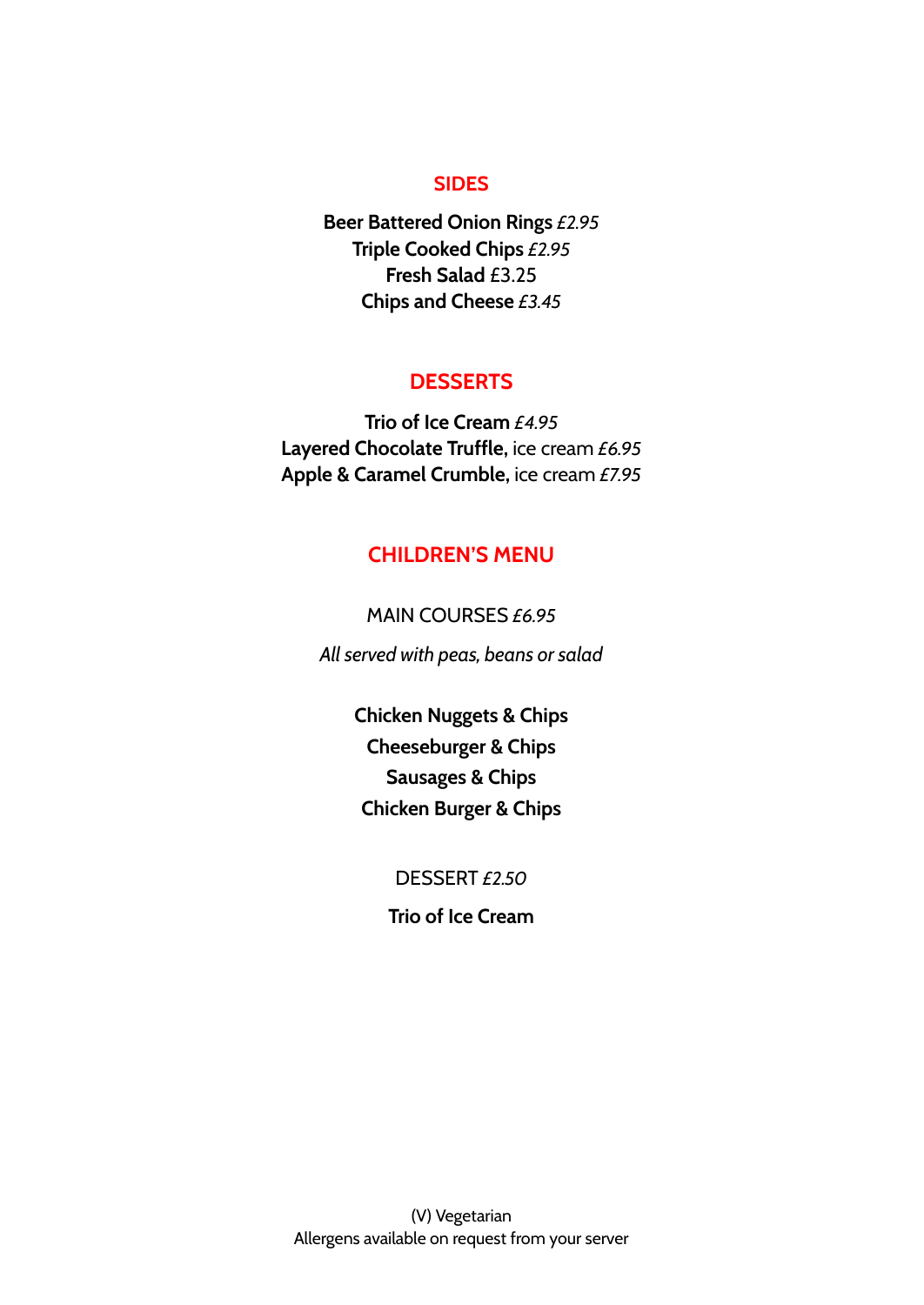## SIDES

**Beer Battered Onion Rings** *£2.95*
**Triple Cooked Chips** *£2.95*
**Fresh Salad** £3.25
**Chips and Cheese** *£3.45*

## DESSERTS

**Trio of Ice Cream** *£4.95*
**Layered Chocolate Truffle,** ice cream *£6.95*
**Apple & Caramel Crumble,** ice cream *£7.95*

## CHILDREN'S MENU

MAIN COURSES *£6.95*

*All served with peas, beans or salad*

**Chicken Nuggets & Chips**
**Cheeseburger & Chips**
**Sausages & Chips**
**Chicken Burger & Chips**

DESSERT *£2.50*

**Trio of Ice Cream**

(V) Vegetarian
Allergens available on request from your server